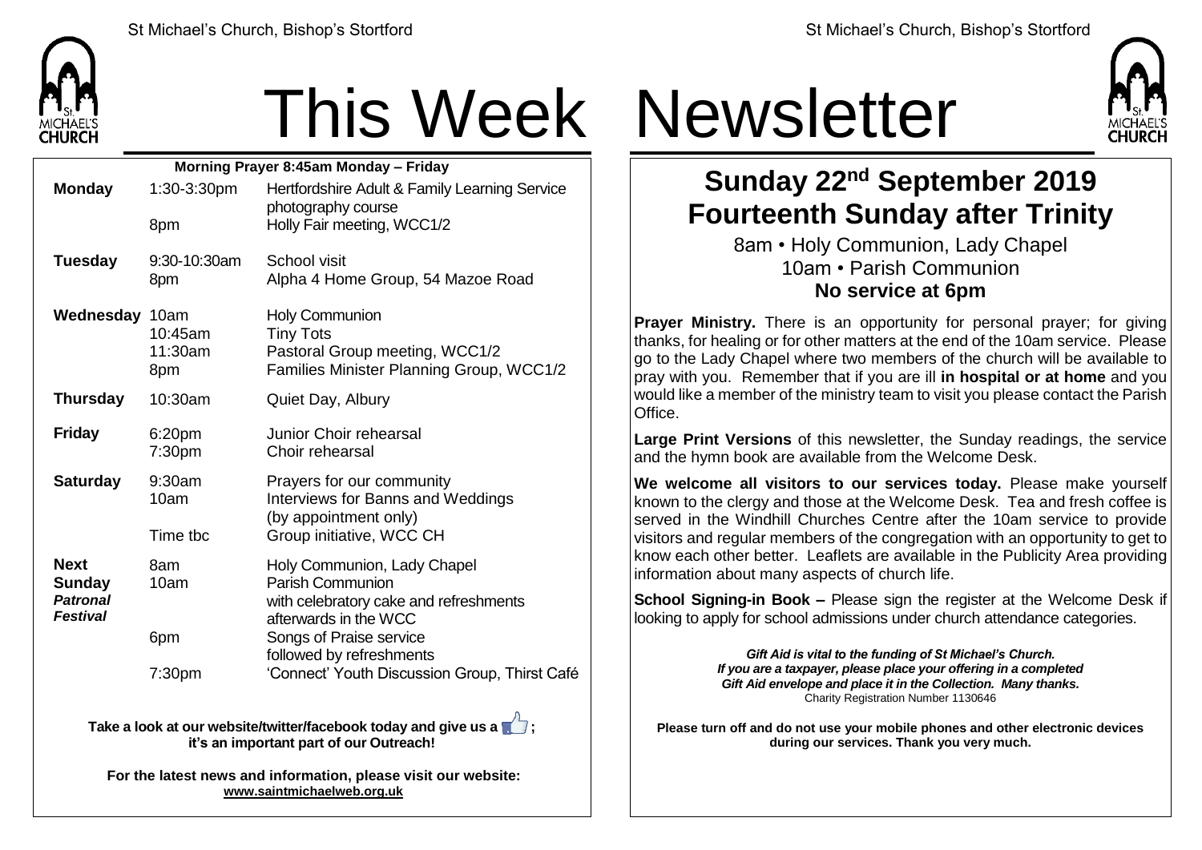# This Week Newsletter

**Morning Prayer 8:45am Monday – Friday**

| | | |
|---|---|---|
| **Monday** | 1:30-3:30pm | Hertfordshire Adult & Family Learning Service photography course |
| | 8pm | Holly Fair meeting, WCC1/2 |
| **Tuesday** | 9:30-10:30am | School visit |
| | 8pm | Alpha 4 Home Group, 54 Mazoe Road |
| **Wednesday** | 10am | Holy Communion |
| | 10:45am | Tiny Tots |
| | 11:30am | Pastoral Group meeting, WCC1/2 |
| | 8pm | Families Minister Planning Group, WCC1/2 |
| **Thursday** | 10:30am | Quiet Day, Albury |
| **Friday** | 6:20pm | Junior Choir rehearsal |
| | 7:30pm | Choir rehearsal |
| **Saturday** | 9:30am | Prayers for our community |
| | 10am | Interviews for Banns and Weddings (by appointment only) |
| | Time tbc | Group initiative, WCC CH |
| **Next Sunday** ***Patronal Festival*** | 8am | Holy Communion, Lady Chapel |
| | 10am | Parish Communion with celebratory cake and refreshments afterwards in the WCC |
| | 6pm | Songs of Praise service followed by refreshments |
| | 7:30pm | 'Connect' Youth Discussion Group, Thirst Café |

**Take a look at our website/twitter/facebook today and give us a 👍; it's an important part of our Outreach!**

**For the latest news and information, please visit our website: www.saintmichaelweb.org.uk**

## Sunday 22nd September 2019
## Fourteenth Sunday after Trinity

8am • Holy Communion, Lady Chapel
10am • Parish Communion
**No service at 6pm**

**Prayer Ministry.** There is an opportunity for personal prayer; for giving thanks, for healing or for other matters at the end of the 10am service. Please go to the Lady Chapel where two members of the church will be available to pray with you. Remember that if you are ill **in hospital or at home** and you would like a member of the ministry team to visit you please contact the Parish Office.

**Large Print Versions** of this newsletter, the Sunday readings, the service and the hymn book are available from the Welcome Desk.

**We welcome all visitors to our services today.** Please make yourself known to the clergy and those at the Welcome Desk. Tea and fresh coffee is served in the Windhill Churches Centre after the 10am service to provide visitors and regular members of the congregation with an opportunity to get to know each other better. Leaflets are available in the Publicity Area providing information about many aspects of church life.

**School Signing-in Book –** Please sign the register at the Welcome Desk if looking to apply for school admissions under church attendance categories.

***Gift Aid is vital to the funding of St Michael's Church. If you are a taxpayer, please place your offering in a completed Gift Aid envelope and place it in the Collection. Many thanks.***
Charity Registration Number 1130646

**Please turn off and do not use your mobile phones and other electronic devices during our services. Thank you very much.**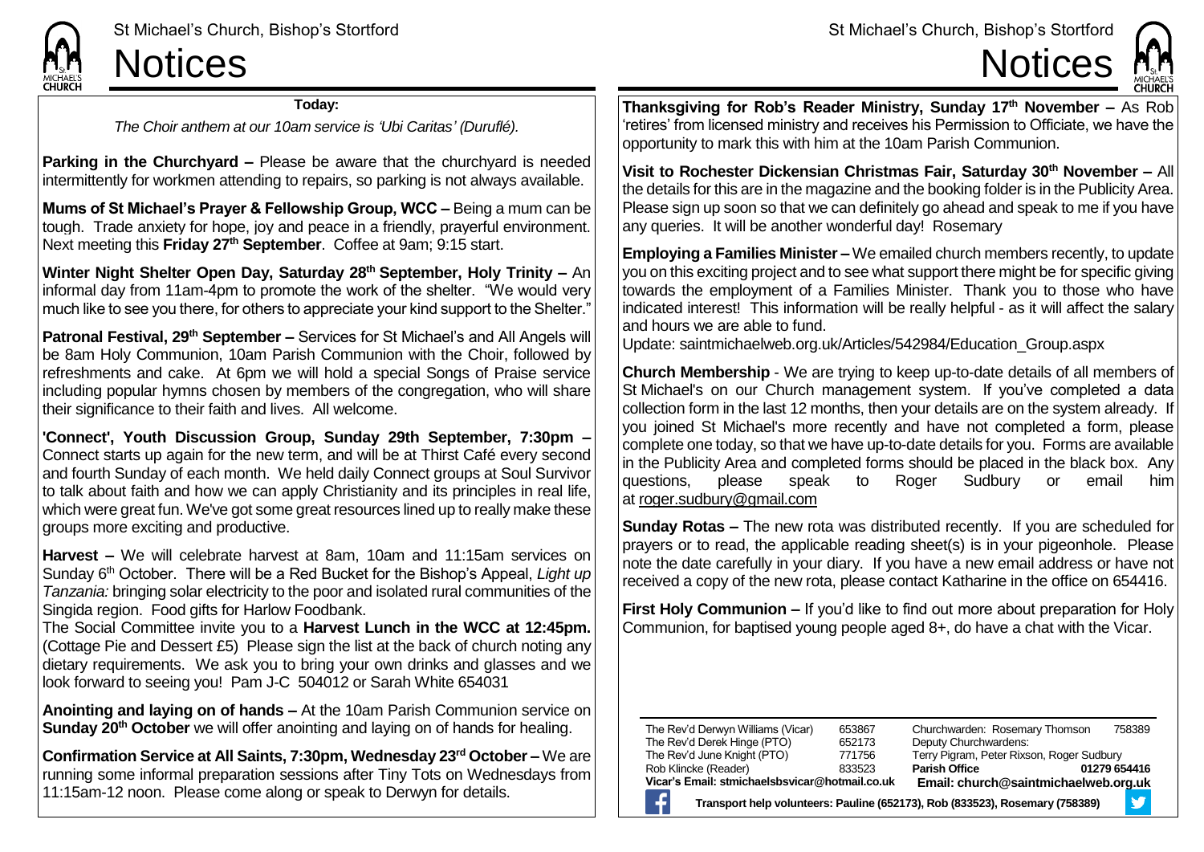# Notices

**Today:**

*The Choir anthem at our 10am service is 'Ubi Caritas' (Duruflé).*

**Parking in the Churchyard –** Please be aware that the churchyard is needed intermittently for workmen attending to repairs, so parking is not always available.

**Mums of St Michael's Prayer & Fellowship Group, WCC –** Being a mum can be tough. Trade anxiety for hope, joy and peace in a friendly, prayerful environment. Next meeting this **Friday 27th September**. Coffee at 9am; 9:15 start.

**Winter Night Shelter Open Day, Saturday 28th September, Holy Trinity –** An informal day from 11am-4pm to promote the work of the shelter. "We would very much like to see you there, for others to appreciate your kind support to the Shelter."

**Patronal Festival, 29th September –** Services for St Michael's and All Angels will be 8am Holy Communion, 10am Parish Communion with the Choir, followed by refreshments and cake. At 6pm we will hold a special Songs of Praise service including popular hymns chosen by members of the congregation, who will share their significance to their faith and lives. All welcome.

**'Connect', Youth Discussion Group, Sunday 29th September, 7:30pm –** Connect starts up again for the new term, and will be at Thirst Café every second and fourth Sunday of each month. We held daily Connect groups at Soul Survivor to talk about faith and how we can apply Christianity and its principles in real life, which were great fun. We've got some great resources lined up to really make these groups more exciting and productive.

**Harvest –** We will celebrate harvest at 8am, 10am and 11:15am services on Sunday 6th October. There will be a Red Bucket for the Bishop's Appeal, *Light up Tanzania:* bringing solar electricity to the poor and isolated rural communities of the Singida region. Food gifts for Harlow Foodbank.

The Social Committee invite you to a **Harvest Lunch in the WCC at 12:45pm.** (Cottage Pie and Dessert £5) Please sign the list at the back of church noting any dietary requirements. We ask you to bring your own drinks and glasses and we look forward to seeing you! Pam J-C 504012 or Sarah White 654031

**Anointing and laying on of hands –** At the 10am Parish Communion service on **Sunday 20th October** we will offer anointing and laying on of hands for healing.

**Confirmation Service at All Saints, 7:30pm, Wednesday 23rd October –** We are running some informal preparation sessions after Tiny Tots on Wednesdays from 11:15am-12 noon. Please come along or speak to Derwyn for details.

**Thanksgiving for Rob's Reader Ministry, Sunday 17th November –** As Rob 'retires' from licensed ministry and receives his Permission to Officiate, we have the opportunity to mark this with him at the 10am Parish Communion.

**Visit to Rochester Dickensian Christmas Fair, Saturday 30th November –** All the details for this are in the magazine and the booking folder is in the Publicity Area. Please sign up soon so that we can definitely go ahead and speak to me if you have any queries. It will be another wonderful day! Rosemary

**Employing a Families Minister –** We emailed church members recently, to update you on this exciting project and to see what support there might be for specific giving towards the employment of a Families Minister. Thank you to those who have indicated interest! This information will be really helpful - as it will affect the salary and hours we are able to fund.

Update: saintmichaelweb.org.uk/Articles/542984/Education_Group.aspx

**Church Membership** - We are trying to keep up-to-date details of all members of St Michael's on our Church management system. If you've completed a data collection form in the last 12 months, then your details are on the system already. If you joined St Michael's more recently and have not completed a form, please complete one today, so that we have up-to-date details for you. Forms are available in the Publicity Area and completed forms should be placed in the black box. Any questions, please speak to Roger Sudbury or email him at roger.sudbury@gmail.com

**Sunday Rotas –** The new rota was distributed recently. If you are scheduled for prayers or to read, the applicable reading sheet(s) is in your pigeonhole. Please note the date carefully in your diary. If you have a new email address or have not received a copy of the new rota, please contact Katharine in the office on 654416.

**First Holy Communion –** If you'd like to find out more about preparation for Holy Communion, for baptised young people aged 8+, do have a chat with the Vicar.

| | | | |
|---|---|---|---|
| The Rev'd Derwyn Williams (Vicar) | 653867 | Churchwarden: Rosemary Thomson | 758389 |
| The Rev'd Derek Hinge (PTO) | 652173 | Deputy Churchwardens: | |
| The Rev'd June Knight (PTO) | 771756 | Terry Pigram, Peter Rixson, Roger Sudbury | |
| Rob Klincke (Reader) | 833523 | **Parish Office** | **01279 654416** |
| **Vicar's Email: stmichaelsbsvicar@hotmail.co.uk** | | **Email: church@saintmichaelweb.org.uk** | |

**Transport help volunteers: Pauline (652173), Rob (833523), Rosemary (758389)**